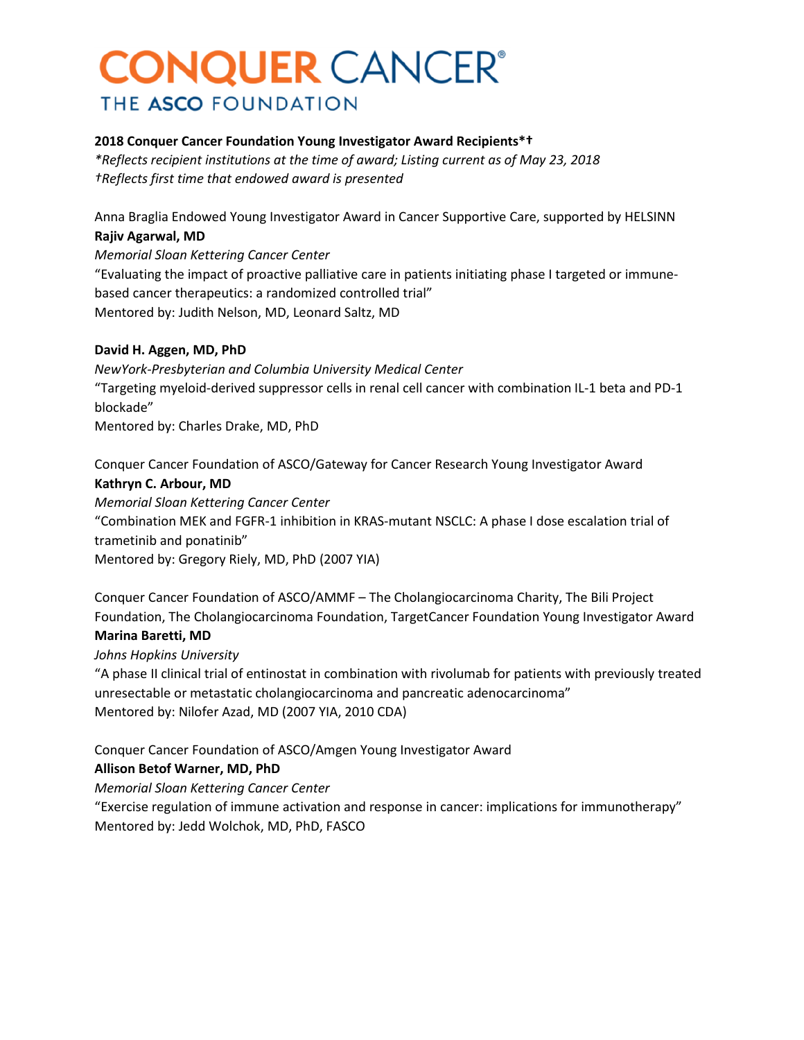# CONQUER CANCER®
THE ASCO FOUNDATION

**2018 Conquer Cancer Foundation Young Investigator Award Recipients*†**
*\*Reflects recipient institutions at the time of award; Listing current as of May 23, 2018*
*†Reflects first time that endowed award is presented*

Anna Braglia Endowed Young Investigator Award in Cancer Supportive Care, supported by HELSINN
**Rajiv Agarwal, MD**
*Memorial Sloan Kettering Cancer Center*
"Evaluating the impact of proactive palliative care in patients initiating phase I targeted or immune-based cancer therapeutics: a randomized controlled trial"
Mentored by: Judith Nelson, MD, Leonard Saltz, MD

**David H. Aggen, MD, PhD**
*NewYork-Presbyterian and Columbia University Medical Center*
"Targeting myeloid-derived suppressor cells in renal cell cancer with combination IL-1 beta and PD-1 blockade"
Mentored by: Charles Drake, MD, PhD

Conquer Cancer Foundation of ASCO/Gateway for Cancer Research Young Investigator Award
**Kathryn C. Arbour, MD**
*Memorial Sloan Kettering Cancer Center*
"Combination MEK and FGFR-1 inhibition in KRAS-mutant NSCLC: A phase I dose escalation trial of trametinib and ponatinib"
Mentored by: Gregory Riely, MD, PhD (2007 YIA)

Conquer Cancer Foundation of ASCO/AMMF – The Cholangiocarcinoma Charity, The Bili Project Foundation, The Cholangiocarcinoma Foundation, TargetCancer Foundation Young Investigator Award
**Marina Baretti, MD**
*Johns Hopkins University*
"A phase II clinical trial of entinostat in combination with rivolumab for patients with previously treated unresectable or metastatic cholangiocarcinoma and pancreatic adenocarcinoma"
Mentored by: Nilofer Azad, MD (2007 YIA, 2010 CDA)

Conquer Cancer Foundation of ASCO/Amgen Young Investigator Award
**Allison Betof Warner, MD, PhD**
*Memorial Sloan Kettering Cancer Center*
"Exercise regulation of immune activation and response in cancer: implications for immunotherapy"
Mentored by: Jedd Wolchok, MD, PhD, FASCO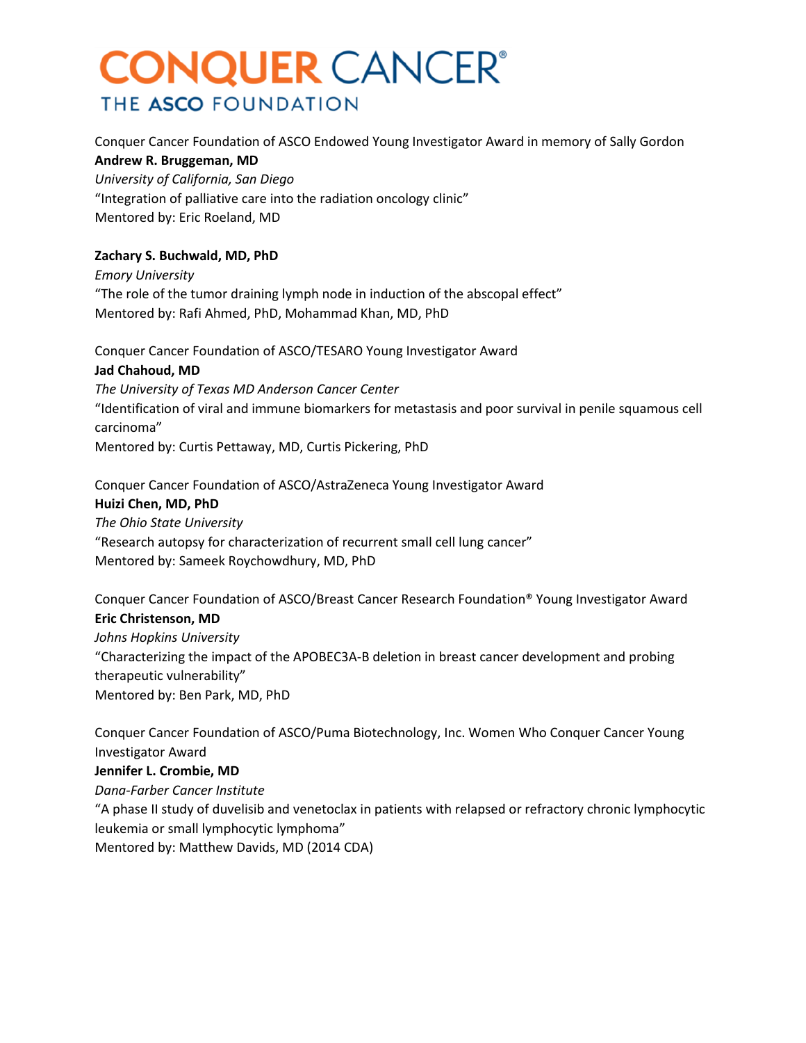Conquer Cancer Foundation of ASCO Endowed Young Investigator Award in memory of Sally Gordon
**Andrew R. Bruggeman, MD**
*University of California, San Diego*
"Integration of palliative care into the radiation oncology clinic"
Mentored by: Eric Roeland, MD

**Zachary S. Buchwald, MD, PhD**
*Emory University*
"The role of the tumor draining lymph node in induction of the abscopal effect"
Mentored by: Rafi Ahmed, PhD, Mohammad Khan, MD, PhD

Conquer Cancer Foundation of ASCO/TESARO Young Investigator Award
**Jad Chahoud, MD**
*The University of Texas MD Anderson Cancer Center*
"Identification of viral and immune biomarkers for metastasis and poor survival in penile squamous cell carcinoma"
Mentored by: Curtis Pettaway, MD, Curtis Pickering, PhD

Conquer Cancer Foundation of ASCO/AstraZeneca Young Investigator Award
**Huizi Chen, MD, PhD**
*The Ohio State University*
"Research autopsy for characterization of recurrent small cell lung cancer"
Mentored by: Sameek Roychowdhury, MD, PhD

Conquer Cancer Foundation of ASCO/Breast Cancer Research Foundation® Young Investigator Award
**Eric Christenson, MD**
*Johns Hopkins University*
"Characterizing the impact of the APOBEC3A-B deletion in breast cancer development and probing therapeutic vulnerability"
Mentored by: Ben Park, MD, PhD

Conquer Cancer Foundation of ASCO/Puma Biotechnology, Inc. Women Who Conquer Cancer Young Investigator Award
**Jennifer L. Crombie, MD**
*Dana-Farber Cancer Institute*
"A phase II study of duvelisib and venetoclax in patients with relapsed or refractory chronic lymphocytic leukemia or small lymphocytic lymphoma"
Mentored by: Matthew Davids, MD (2014 CDA)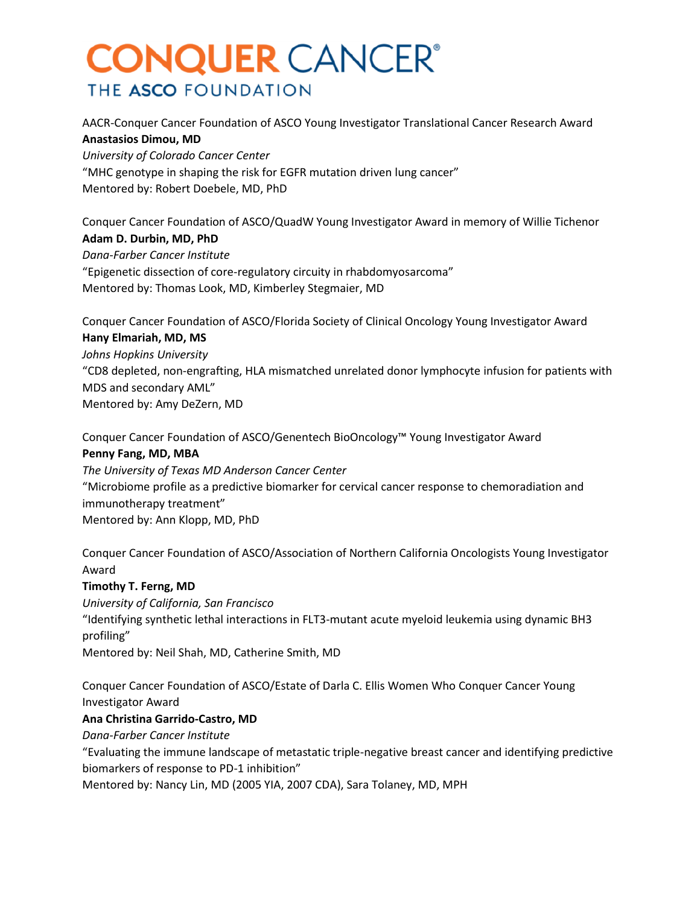# CONQUER CANCER®
THE ASCO FOUNDATION

AACR-Conquer Cancer Foundation of ASCO Young Investigator Translational Cancer Research Award
**Anastasios Dimou, MD**
*University of Colorado Cancer Center*
"MHC genotype in shaping the risk for EGFR mutation driven lung cancer"
Mentored by: Robert Doebele, MD, PhD

Conquer Cancer Foundation of ASCO/QuadW Young Investigator Award in memory of Willie Tichenor
**Adam D. Durbin, MD, PhD**
*Dana-Farber Cancer Institute*
"Epigenetic dissection of core-regulatory circuity in rhabdomyosarcoma"
Mentored by: Thomas Look, MD, Kimberley Stegmaier, MD

Conquer Cancer Foundation of ASCO/Florida Society of Clinical Oncology Young Investigator Award
**Hany Elmariah, MD, MS**
*Johns Hopkins University*
"CD8 depleted, non-engrafting, HLA mismatched unrelated donor lymphocyte infusion for patients with MDS and secondary AML"
Mentored by: Amy DeZern, MD

Conquer Cancer Foundation of ASCO/Genentech BioOncology™ Young Investigator Award
**Penny Fang, MD, MBA**
*The University of Texas MD Anderson Cancer Center*
"Microbiome profile as a predictive biomarker for cervical cancer response to chemoradiation and immunotherapy treatment"
Mentored by: Ann Klopp, MD, PhD

Conquer Cancer Foundation of ASCO/Association of Northern California Oncologists Young Investigator Award
**Timothy T. Ferng, MD**
*University of California, San Francisco*
"Identifying synthetic lethal interactions in FLT3-mutant acute myeloid leukemia using dynamic BH3 profiling"
Mentored by: Neil Shah, MD, Catherine Smith, MD

Conquer Cancer Foundation of ASCO/Estate of Darla C. Ellis Women Who Conquer Cancer Young Investigator Award
**Ana Christina Garrido-Castro, MD**
*Dana-Farber Cancer Institute*
"Evaluating the immune landscape of metastatic triple-negative breast cancer and identifying predictive biomarkers of response to PD-1 inhibition"
Mentored by: Nancy Lin, MD (2005 YIA, 2007 CDA), Sara Tolaney, MD, MPH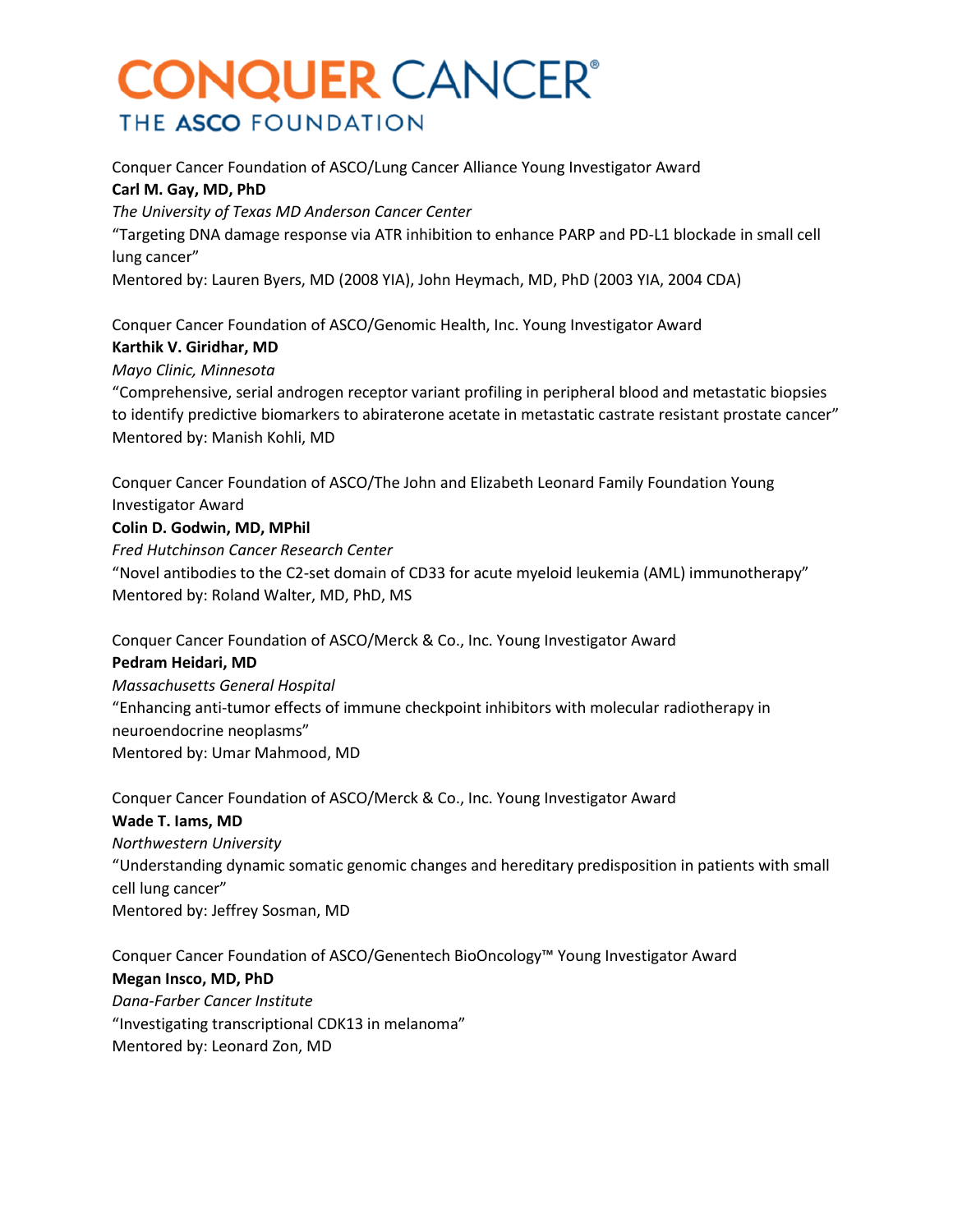Conquer Cancer Foundation of ASCO/Lung Cancer Alliance Young Investigator Award
**Carl M. Gay, MD, PhD**
*The University of Texas MD Anderson Cancer Center*
"Targeting DNA damage response via ATR inhibition to enhance PARP and PD-L1 blockade in small cell lung cancer"
Mentored by: Lauren Byers, MD (2008 YIA), John Heymach, MD, PhD (2003 YIA, 2004 CDA)

Conquer Cancer Foundation of ASCO/Genomic Health, Inc. Young Investigator Award
**Karthik V. Giridhar, MD**
*Mayo Clinic, Minnesota*
"Comprehensive, serial androgen receptor variant profiling in peripheral blood and metastatic biopsies to identify predictive biomarkers to abiraterone acetate in metastatic castrate resistant prostate cancer"
Mentored by: Manish Kohli, MD

Conquer Cancer Foundation of ASCO/The John and Elizabeth Leonard Family Foundation Young Investigator Award
**Colin D. Godwin, MD, MPhil**
*Fred Hutchinson Cancer Research Center*
"Novel antibodies to the C2-set domain of CD33 for acute myeloid leukemia (AML) immunotherapy"
Mentored by: Roland Walter, MD, PhD, MS

Conquer Cancer Foundation of ASCO/Merck & Co., Inc. Young Investigator Award
**Pedram Heidari, MD**
*Massachusetts General Hospital*
"Enhancing anti-tumor effects of immune checkpoint inhibitors with molecular radiotherapy in neuroendocrine neoplasms"
Mentored by: Umar Mahmood, MD

Conquer Cancer Foundation of ASCO/Merck & Co., Inc. Young Investigator Award
**Wade T. Iams, MD**
*Northwestern University*
"Understanding dynamic somatic genomic changes and hereditary predisposition in patients with small cell lung cancer"
Mentored by: Jeffrey Sosman, MD

Conquer Cancer Foundation of ASCO/Genentech BioOncology™ Young Investigator Award
**Megan Insco, MD, PhD**
*Dana-Farber Cancer Institute*
"Investigating transcriptional CDK13 in melanoma"
Mentored by: Leonard Zon, MD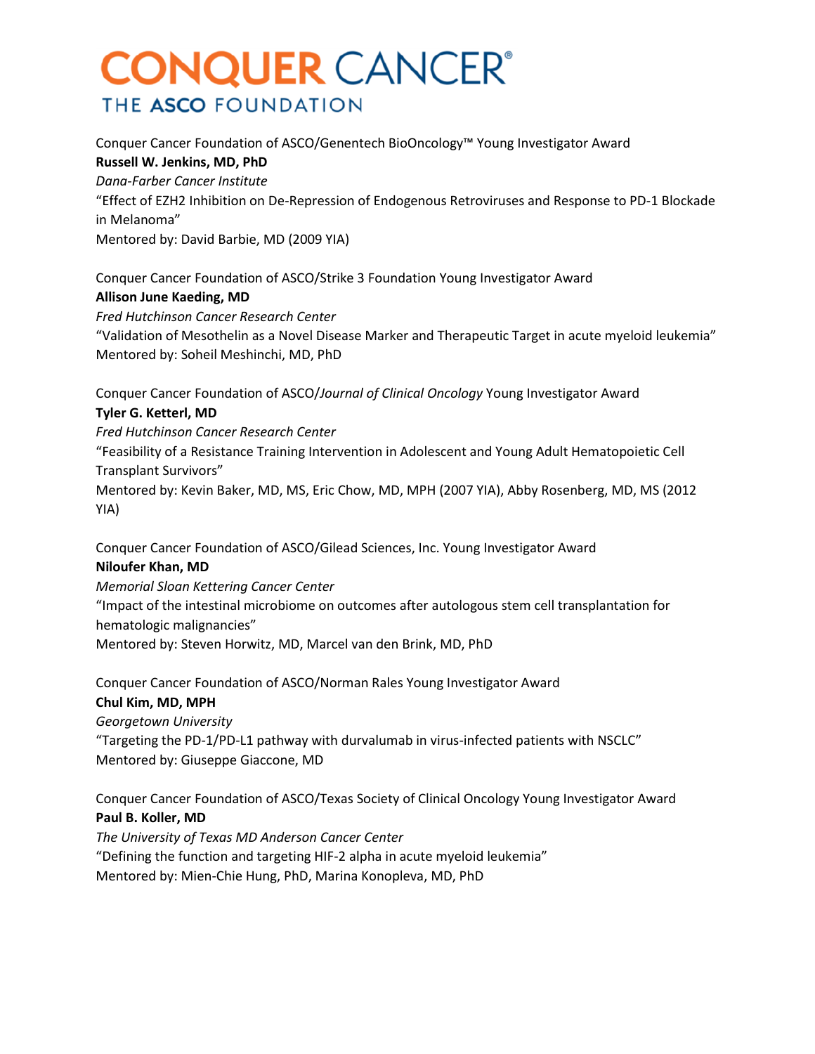Conquer Cancer Foundation of ASCO/Genentech BioOncology™ Young Investigator Award
**Russell W. Jenkins, MD, PhD**
*Dana-Farber Cancer Institute*
"Effect of EZH2 Inhibition on De-Repression of Endogenous Retroviruses and Response to PD-1 Blockade in Melanoma"
Mentored by: David Barbie, MD (2009 YIA)

Conquer Cancer Foundation of ASCO/Strike 3 Foundation Young Investigator Award
**Allison June Kaeding, MD**
*Fred Hutchinson Cancer Research Center*
"Validation of Mesothelin as a Novel Disease Marker and Therapeutic Target in acute myeloid leukemia"
Mentored by: Soheil Meshinchi, MD, PhD

Conquer Cancer Foundation of ASCO/*Journal of Clinical Oncology* Young Investigator Award
**Tyler G. Ketterl, MD**
*Fred Hutchinson Cancer Research Center*
"Feasibility of a Resistance Training Intervention in Adolescent and Young Adult Hematopoietic Cell Transplant Survivors"
Mentored by: Kevin Baker, MD, MS, Eric Chow, MD, MPH (2007 YIA), Abby Rosenberg, MD, MS (2012 YIA)

Conquer Cancer Foundation of ASCO/Gilead Sciences, Inc. Young Investigator Award
**Niloufer Khan, MD**
*Memorial Sloan Kettering Cancer Center*
"Impact of the intestinal microbiome on outcomes after autologous stem cell transplantation for hematologic malignancies"
Mentored by: Steven Horwitz, MD, Marcel van den Brink, MD, PhD

Conquer Cancer Foundation of ASCO/Norman Rales Young Investigator Award
**Chul Kim, MD, MPH**
*Georgetown University*
"Targeting the PD-1/PD-L1 pathway with durvalumab in virus-infected patients with NSCLC"
Mentored by: Giuseppe Giaccone, MD

Conquer Cancer Foundation of ASCO/Texas Society of Clinical Oncology Young Investigator Award
**Paul B. Koller, MD**
*The University of Texas MD Anderson Cancer Center*
"Defining the function and targeting HIF-2 alpha in acute myeloid leukemia"
Mentored by: Mien-Chie Hung, PhD, Marina Konopleva, MD, PhD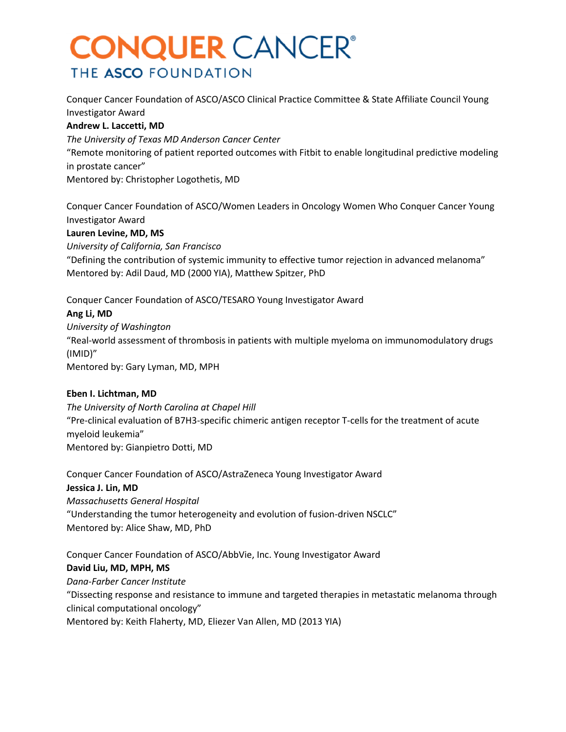Conquer Cancer Foundation of ASCO/ASCO Clinical Practice Committee & State Affiliate Council Young Investigator Award

**Andrew L. Laccetti, MD**

*The University of Texas MD Anderson Cancer Center*

"Remote monitoring of patient reported outcomes with Fitbit to enable longitudinal predictive modeling in prostate cancer"

Mentored by: Christopher Logothetis, MD

Conquer Cancer Foundation of ASCO/Women Leaders in Oncology Women Who Conquer Cancer Young Investigator Award

**Lauren Levine, MD, MS**

*University of California, San Francisco*

"Defining the contribution of systemic immunity to effective tumor rejection in advanced melanoma"

Mentored by: Adil Daud, MD (2000 YIA), Matthew Spitzer, PhD

Conquer Cancer Foundation of ASCO/TESARO Young Investigator Award

**Ang Li, MD**

*University of Washington*

"Real-world assessment of thrombosis in patients with multiple myeloma on immunomodulatory drugs (IMID)"

Mentored by: Gary Lyman, MD, MPH

**Eben I. Lichtman, MD**

*The University of North Carolina at Chapel Hill*

"Pre-clinical evaluation of B7H3-specific chimeric antigen receptor T-cells for the treatment of acute myeloid leukemia"

Mentored by: Gianpietro Dotti, MD

Conquer Cancer Foundation of ASCO/AstraZeneca Young Investigator Award

**Jessica J. Lin, MD**

*Massachusetts General Hospital*

"Understanding the tumor heterogeneity and evolution of fusion-driven NSCLC"

Mentored by: Alice Shaw, MD, PhD

Conquer Cancer Foundation of ASCO/AbbVie, Inc. Young Investigator Award

**David Liu, MD, MPH, MS**

*Dana-Farber Cancer Institute*

"Dissecting response and resistance to immune and targeted therapies in metastatic melanoma through clinical computational oncology"

Mentored by: Keith Flaherty, MD, Eliezer Van Allen, MD (2013 YIA)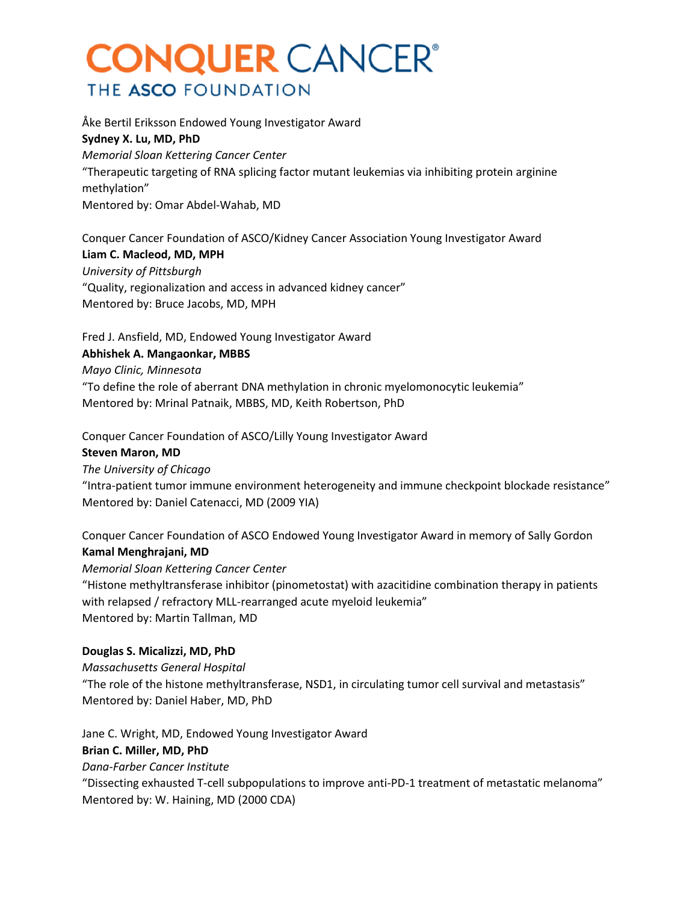Åke Bertil Eriksson Endowed Young Investigator Award
**Sydney X. Lu, MD, PhD**
*Memorial Sloan Kettering Cancer Center*
“Therapeutic targeting of RNA splicing factor mutant leukemias via inhibiting protein arginine methylation”
Mentored by: Omar Abdel-Wahab, MD

Conquer Cancer Foundation of ASCO/Kidney Cancer Association Young Investigator Award
**Liam C. Macleod, MD, MPH**
*University of Pittsburgh*
“Quality, regionalization and access in advanced kidney cancer”
Mentored by: Bruce Jacobs, MD, MPH

Fred J. Ansfield, MD, Endowed Young Investigator Award
**Abhishek A. Mangaonkar, MBBS**
*Mayo Clinic, Minnesota*
“To define the role of aberrant DNA methylation in chronic myelomonocytic leukemia”
Mentored by: Mrinal Patnaik, MBBS, MD, Keith Robertson, PhD

Conquer Cancer Foundation of ASCO/Lilly Young Investigator Award
**Steven Maron, MD**
*The University of Chicago*
“Intra-patient tumor immune environment heterogeneity and immune checkpoint blockade resistance”
Mentored by: Daniel Catenacci, MD (2009 YIA)

Conquer Cancer Foundation of ASCO Endowed Young Investigator Award in memory of Sally Gordon
**Kamal Menghrajani, MD**
*Memorial Sloan Kettering Cancer Center*
“Histone methyltransferase inhibitor (pinometostat) with azacitidine combination therapy in patients with relapsed / refractory MLL-rearranged acute myeloid leukemia”
Mentored by: Martin Tallman, MD

**Douglas S. Micalizzi, MD, PhD**
*Massachusetts General Hospital*
“The role of the histone methyltransferase, NSD1, in circulating tumor cell survival and metastasis”
Mentored by: Daniel Haber, MD, PhD

Jane C. Wright, MD, Endowed Young Investigator Award
**Brian C. Miller, MD, PhD**
*Dana-Farber Cancer Institute*
“Dissecting exhausted T-cell subpopulations to improve anti-PD-1 treatment of metastatic melanoma”
Mentored by: W. Haining, MD (2000 CDA)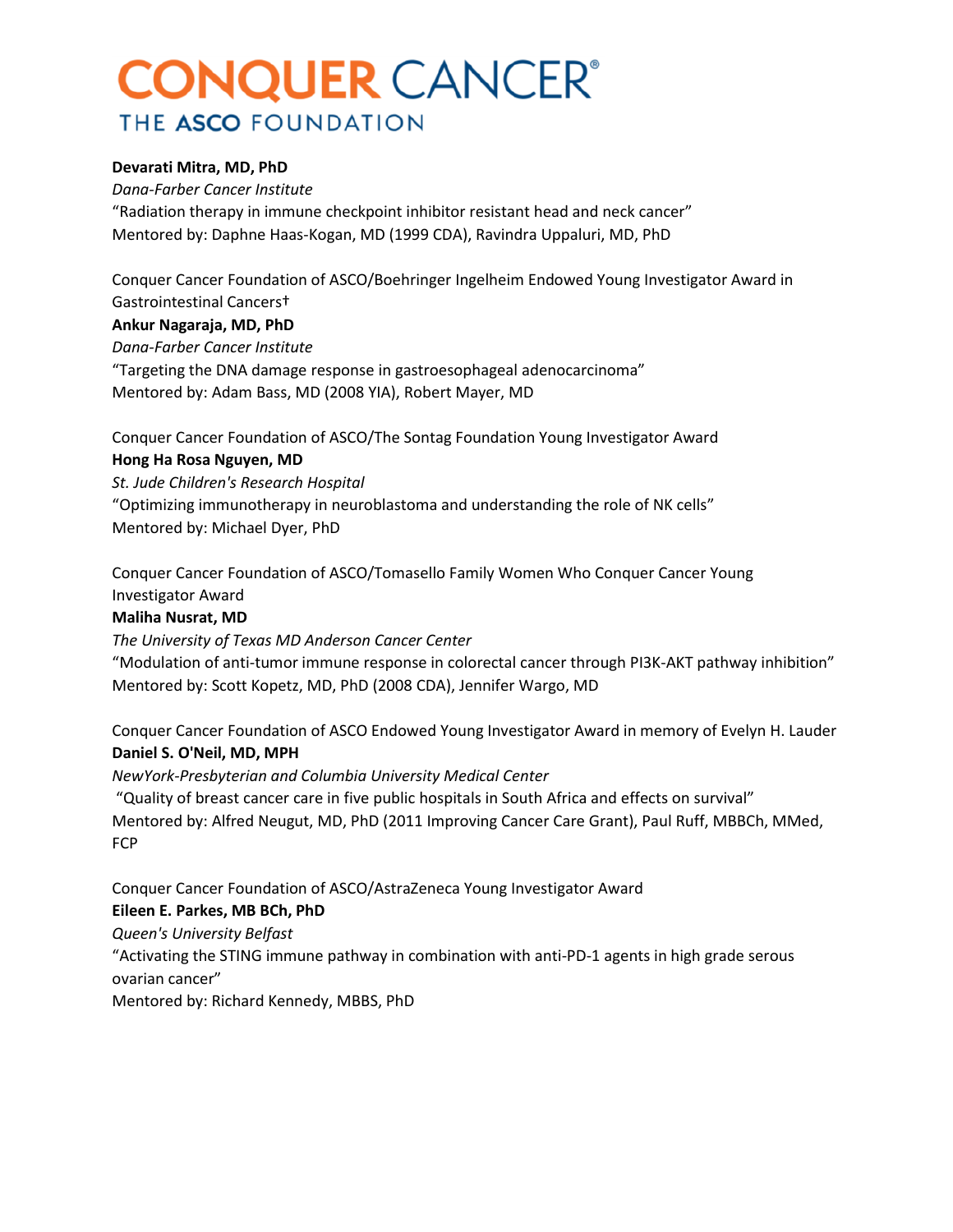**Devarati Mitra, MD, PhD**
*Dana-Farber Cancer Institute*
“Radiation therapy in immune checkpoint inhibitor resistant head and neck cancer”
Mentored by: Daphne Haas-Kogan, MD (1999 CDA), Ravindra Uppaluri, MD, PhD

Conquer Cancer Foundation of ASCO/Boehringer Ingelheim Endowed Young Investigator Award in Gastrointestinal Cancers†
**Ankur Nagaraja, MD, PhD**
*Dana-Farber Cancer Institute*
“Targeting the DNA damage response in gastroesophageal adenocarcinoma”
Mentored by: Adam Bass, MD (2008 YIA), Robert Mayer, MD

Conquer Cancer Foundation of ASCO/The Sontag Foundation Young Investigator Award
**Hong Ha Rosa Nguyen, MD**
*St. Jude Children's Research Hospital*
“Optimizing immunotherapy in neuroblastoma and understanding the role of NK cells”
Mentored by: Michael Dyer, PhD

Conquer Cancer Foundation of ASCO/Tomasello Family Women Who Conquer Cancer Young Investigator Award
**Maliha Nusrat, MD**
*The University of Texas MD Anderson Cancer Center*
“Modulation of anti-tumor immune response in colorectal cancer through PI3K-AKT pathway inhibition”
Mentored by: Scott Kopetz, MD, PhD (2008 CDA), Jennifer Wargo, MD

Conquer Cancer Foundation of ASCO Endowed Young Investigator Award in memory of Evelyn H. Lauder
**Daniel S. O'Neil, MD, MPH**
*NewYork-Presbyterian and Columbia University Medical Center*
“Quality of breast cancer care in five public hospitals in South Africa and effects on survival”
Mentored by: Alfred Neugut, MD, PhD (2011 Improving Cancer Care Grant), Paul Ruff, MBBCh, MMed, FCP

Conquer Cancer Foundation of ASCO/AstraZeneca Young Investigator Award
**Eileen E. Parkes, MB BCh, PhD**
*Queen's University Belfast*
“Activating the STING immune pathway in combination with anti-PD-1 agents in high grade serous ovarian cancer”
Mentored by: Richard Kennedy, MBBS, PhD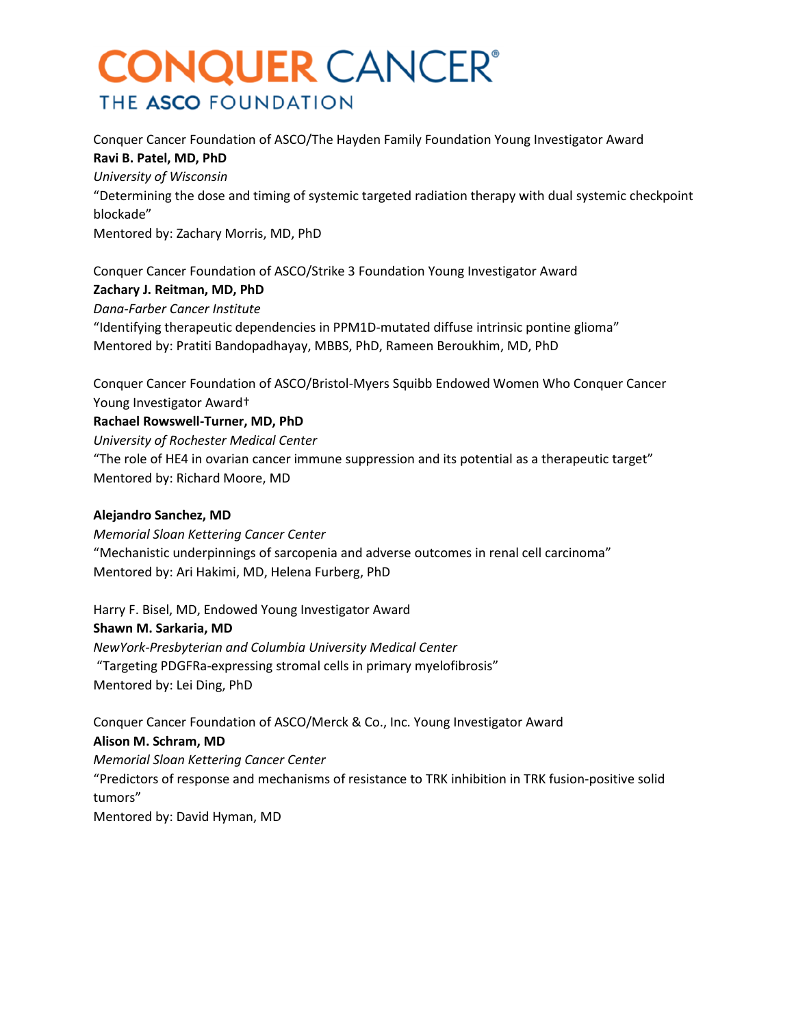Conquer Cancer Foundation of ASCO/The Hayden Family Foundation Young Investigator Award
**Ravi B. Patel, MD, PhD**
*University of Wisconsin*
"Determining the dose and timing of systemic targeted radiation therapy with dual systemic checkpoint blockade"
Mentored by: Zachary Morris, MD, PhD

Conquer Cancer Foundation of ASCO/Strike 3 Foundation Young Investigator Award
**Zachary J. Reitman, MD, PhD**
*Dana-Farber Cancer Institute*
"Identifying therapeutic dependencies in PPM1D-mutated diffuse intrinsic pontine glioma"
Mentored by: Pratiti Bandopadhayay, MBBS, PhD, Rameen Beroukhim, MD, PhD

Conquer Cancer Foundation of ASCO/Bristol-Myers Squibb Endowed Women Who Conquer Cancer Young Investigator Award†
**Rachael Rowswell-Turner, MD, PhD**
*University of Rochester Medical Center*
"The role of HE4 in ovarian cancer immune suppression and its potential as a therapeutic target"
Mentored by: Richard Moore, MD

**Alejandro Sanchez, MD**
*Memorial Sloan Kettering Cancer Center*
"Mechanistic underpinnings of sarcopenia and adverse outcomes in renal cell carcinoma"
Mentored by: Ari Hakimi, MD, Helena Furberg, PhD

Harry F. Bisel, MD, Endowed Young Investigator Award
**Shawn M. Sarkaria, MD**
*NewYork-Presbyterian and Columbia University Medical Center*
"Targeting PDGFRa-expressing stromal cells in primary myelofibrosis"
Mentored by: Lei Ding, PhD

Conquer Cancer Foundation of ASCO/Merck & Co., Inc. Young Investigator Award
**Alison M. Schram, MD**
*Memorial Sloan Kettering Cancer Center*
"Predictors of response and mechanisms of resistance to TRK inhibition in TRK fusion-positive solid tumors"
Mentored by: David Hyman, MD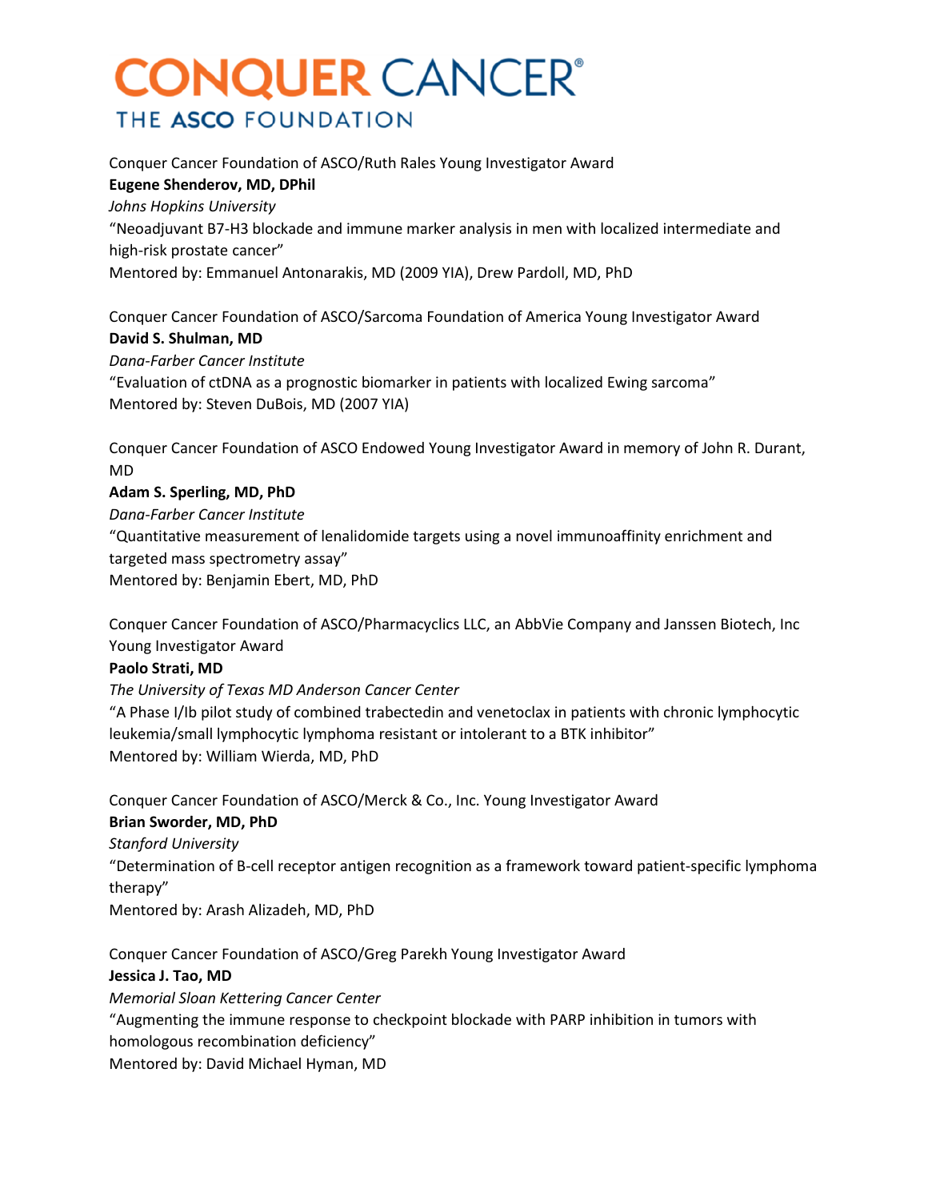Conquer Cancer Foundation of ASCO/Ruth Rales Young Investigator Award
**Eugene Shenderov, MD, DPhil**
*Johns Hopkins University*
"Neoadjuvant B7-H3 blockade and immune marker analysis in men with localized intermediate and high-risk prostate cancer"
Mentored by: Emmanuel Antonarakis, MD (2009 YIA), Drew Pardoll, MD, PhD

Conquer Cancer Foundation of ASCO/Sarcoma Foundation of America Young Investigator Award
**David S. Shulman, MD**
*Dana-Farber Cancer Institute*
"Evaluation of ctDNA as a prognostic biomarker in patients with localized Ewing sarcoma"
Mentored by: Steven DuBois, MD (2007 YIA)

Conquer Cancer Foundation of ASCO Endowed Young Investigator Award in memory of John R. Durant, MD
**Adam S. Sperling, MD, PhD**
*Dana-Farber Cancer Institute*
"Quantitative measurement of lenalidomide targets using a novel immunoaffinity enrichment and targeted mass spectrometry assay"
Mentored by: Benjamin Ebert, MD, PhD

Conquer Cancer Foundation of ASCO/Pharmacyclics LLC, an AbbVie Company and Janssen Biotech, Inc Young Investigator Award
**Paolo Strati, MD**
*The University of Texas MD Anderson Cancer Center*
"A Phase I/Ib pilot study of combined trabectedin and venetoclax in patients with chronic lymphocytic leukemia/small lymphocytic lymphoma resistant or intolerant to a BTK inhibitor"
Mentored by: William Wierda, MD, PhD

Conquer Cancer Foundation of ASCO/Merck & Co., Inc. Young Investigator Award
**Brian Sworder, MD, PhD**
*Stanford University*
"Determination of B-cell receptor antigen recognition as a framework toward patient-specific lymphoma therapy"
Mentored by: Arash Alizadeh, MD, PhD

Conquer Cancer Foundation of ASCO/Greg Parekh Young Investigator Award
**Jessica J. Tao, MD**
*Memorial Sloan Kettering Cancer Center*
"Augmenting the immune response to checkpoint blockade with PARP inhibition in tumors with homologous recombination deficiency"
Mentored by: David Michael Hyman, MD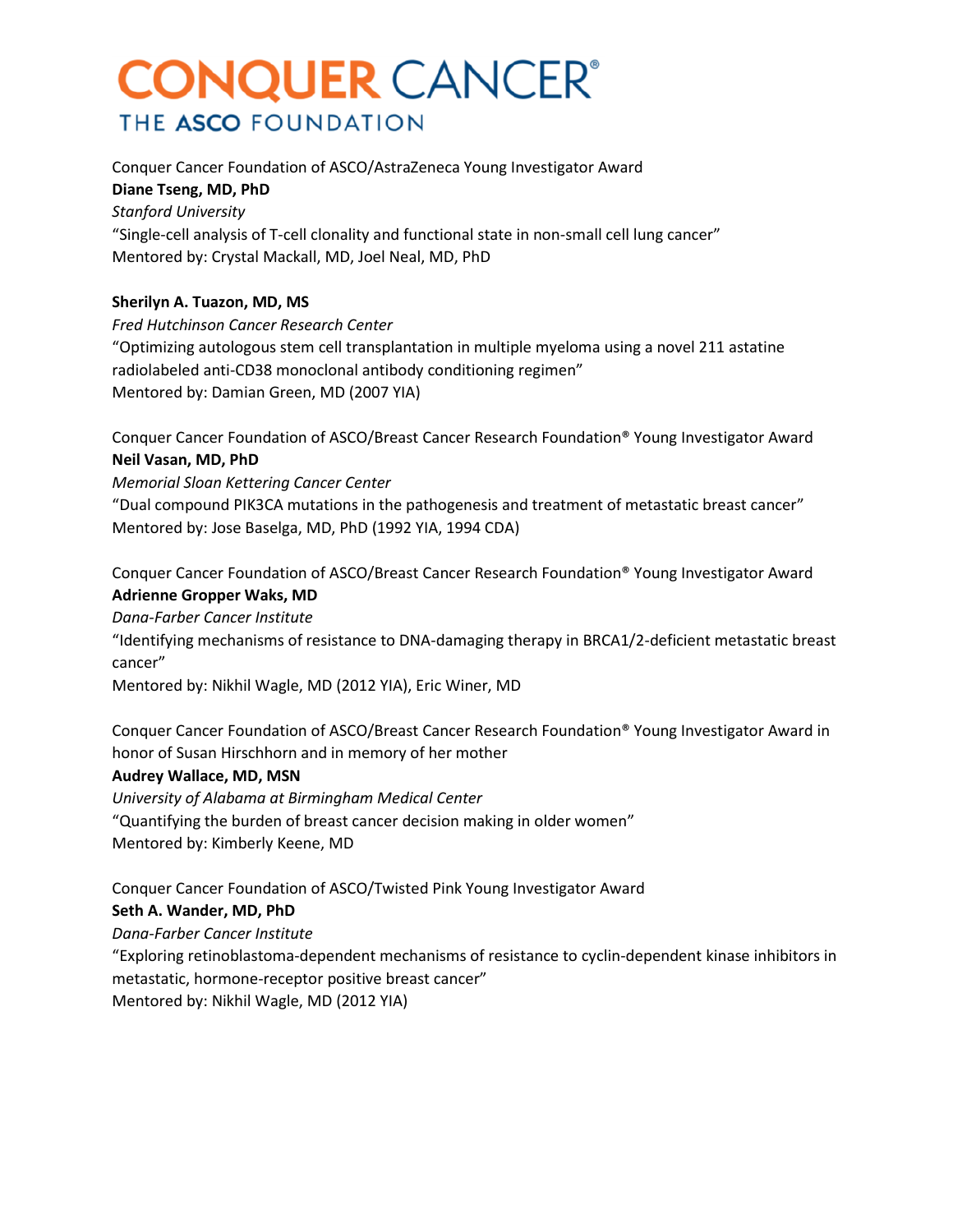Conquer Cancer Foundation of ASCO/AstraZeneca Young Investigator Award
**Diane Tseng, MD, PhD**
*Stanford University*
"Single-cell analysis of T-cell clonality and functional state in non-small cell lung cancer"
Mentored by: Crystal Mackall, MD, Joel Neal, MD, PhD

**Sherilyn A. Tuazon, MD, MS**
*Fred Hutchinson Cancer Research Center*
"Optimizing autologous stem cell transplantation in multiple myeloma using a novel 211 astatine radiolabeled anti-CD38 monoclonal antibody conditioning regimen"
Mentored by: Damian Green, MD (2007 YIA)

Conquer Cancer Foundation of ASCO/Breast Cancer Research Foundation® Young Investigator Award
**Neil Vasan, MD, PhD**
*Memorial Sloan Kettering Cancer Center*
"Dual compound PIK3CA mutations in the pathogenesis and treatment of metastatic breast cancer"
Mentored by: Jose Baselga, MD, PhD (1992 YIA, 1994 CDA)

Conquer Cancer Foundation of ASCO/Breast Cancer Research Foundation® Young Investigator Award
**Adrienne Gropper Waks, MD**
*Dana-Farber Cancer Institute*
"Identifying mechanisms of resistance to DNA-damaging therapy in BRCA1/2-deficient metastatic breast cancer"
Mentored by: Nikhil Wagle, MD (2012 YIA), Eric Winer, MD

Conquer Cancer Foundation of ASCO/Breast Cancer Research Foundation® Young Investigator Award in honor of Susan Hirschhorn and in memory of her mother
**Audrey Wallace, MD, MSN**
*University of Alabama at Birmingham Medical Center*
"Quantifying the burden of breast cancer decision making in older women"
Mentored by: Kimberly Keene, MD

Conquer Cancer Foundation of ASCO/Twisted Pink Young Investigator Award
**Seth A. Wander, MD, PhD**
*Dana-Farber Cancer Institute*
"Exploring retinoblastoma-dependent mechanisms of resistance to cyclin-dependent kinase inhibitors in metastatic, hormone-receptor positive breast cancer"
Mentored by: Nikhil Wagle, MD (2012 YIA)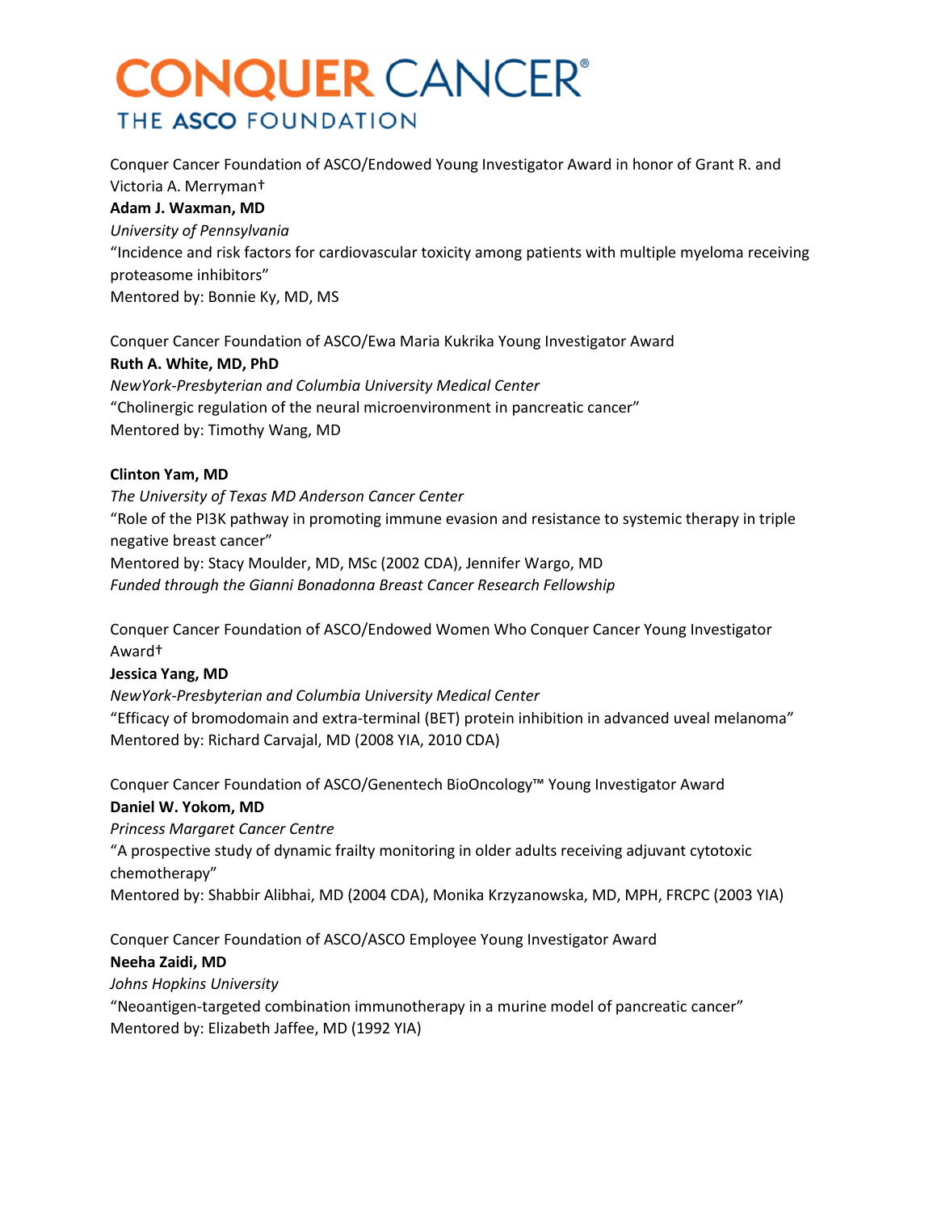Conquer Cancer Foundation of ASCO/Endowed Young Investigator Award in honor of Grant R. and Victoria A. Merryman†

**Adam J. Waxman, MD**

*University of Pennsylvania*

"Incidence and risk factors for cardiovascular toxicity among patients with multiple myeloma receiving proteasome inhibitors"

Mentored by: Bonnie Ky, MD, MS

Conquer Cancer Foundation of ASCO/Ewa Maria Kukrika Young Investigator Award

**Ruth A. White, MD, PhD**

*NewYork-Presbyterian and Columbia University Medical Center*

"Cholinergic regulation of the neural microenvironment in pancreatic cancer"

Mentored by: Timothy Wang, MD

**Clinton Yam, MD**

*The University of Texas MD Anderson Cancer Center*

"Role of the PI3K pathway in promoting immune evasion and resistance to systemic therapy in triple negative breast cancer"

Mentored by: Stacy Moulder, MD, MSc (2002 CDA), Jennifer Wargo, MD

*Funded through the Gianni Bonadonna Breast Cancer Research Fellowship*

Conquer Cancer Foundation of ASCO/Endowed Women Who Conquer Cancer Young Investigator Award†

**Jessica Yang, MD**

*NewYork-Presbyterian and Columbia University Medical Center*

"Efficacy of bromodomain and extra-terminal (BET) protein inhibition in advanced uveal melanoma"

Mentored by: Richard Carvajal, MD (2008 YIA, 2010 CDA)

Conquer Cancer Foundation of ASCO/Genentech BioOncology™ Young Investigator Award

**Daniel W. Yokom, MD**

*Princess Margaret Cancer Centre*

"A prospective study of dynamic frailty monitoring in older adults receiving adjuvant cytotoxic chemotherapy"

Mentored by: Shabbir Alibhai, MD (2004 CDA), Monika Krzyzanowska, MD, MPH, FRCPC (2003 YIA)

Conquer Cancer Foundation of ASCO/ASCO Employee Young Investigator Award

**Neeha Zaidi, MD**

*Johns Hopkins University*

"Neoantigen-targeted combination immunotherapy in a murine model of pancreatic cancer"

Mentored by: Elizabeth Jaffee, MD (1992 YIA)